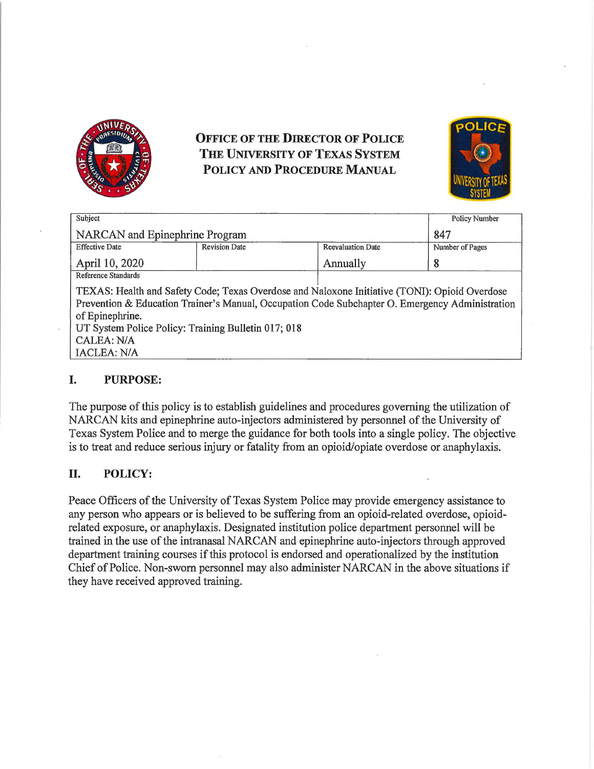**OFFICE OF THE DIRECTOR OF POLICE**
**THE UNIVERSITY OF TEXAS SYSTEM**
**POLICY AND PROCEDURE MANUAL**

| Subject | | | Policy Number |
|---|---|---|---|
| NARCAN and Epinephrine Program | | | 847 |
| Effective Date | Revision Date | Reevaluation Date | Number of Pages |
| April 10, 2020 | | Annually | 8 |
| Reference Standards | | | |
| TEXAS: Health and Safety Code; Texas Overdose and Naloxone Initiative (TONI): Opioid Overdose Prevention & Education Trainer's Manual, Occupation Code Subchapter O. Emergency Administration of Epinephrine.<br>UT System Police Policy: Training Bulletin 017; 018<br>CALEA: N/A<br>IACLEA: N/A | | | |

## I. PURPOSE:

The purpose of this policy is to establish guidelines and procedures governing the utilization of NARCAN kits and epinephrine auto-injectors administered by personnel of the University of Texas System Police and to merge the guidance for both tools into a single policy. The objective is to treat and reduce serious injury or fatality from an opioid/opiate overdose or anaphylaxis.

## II. POLICY:

Peace Officers of the University of Texas System Police may provide emergency assistance to any person who appears or is believed to be suffering from an opioid-related overdose, opioid-related exposure, or anaphylaxis. Designated institution police department personnel will be trained in the use of the intranasal NARCAN and epinephrine auto-injectors through approved department training courses if this protocol is endorsed and operationalized by the institution Chief of Police. Non-sworn personnel may also administer NARCAN in the above situations if they have received approved training.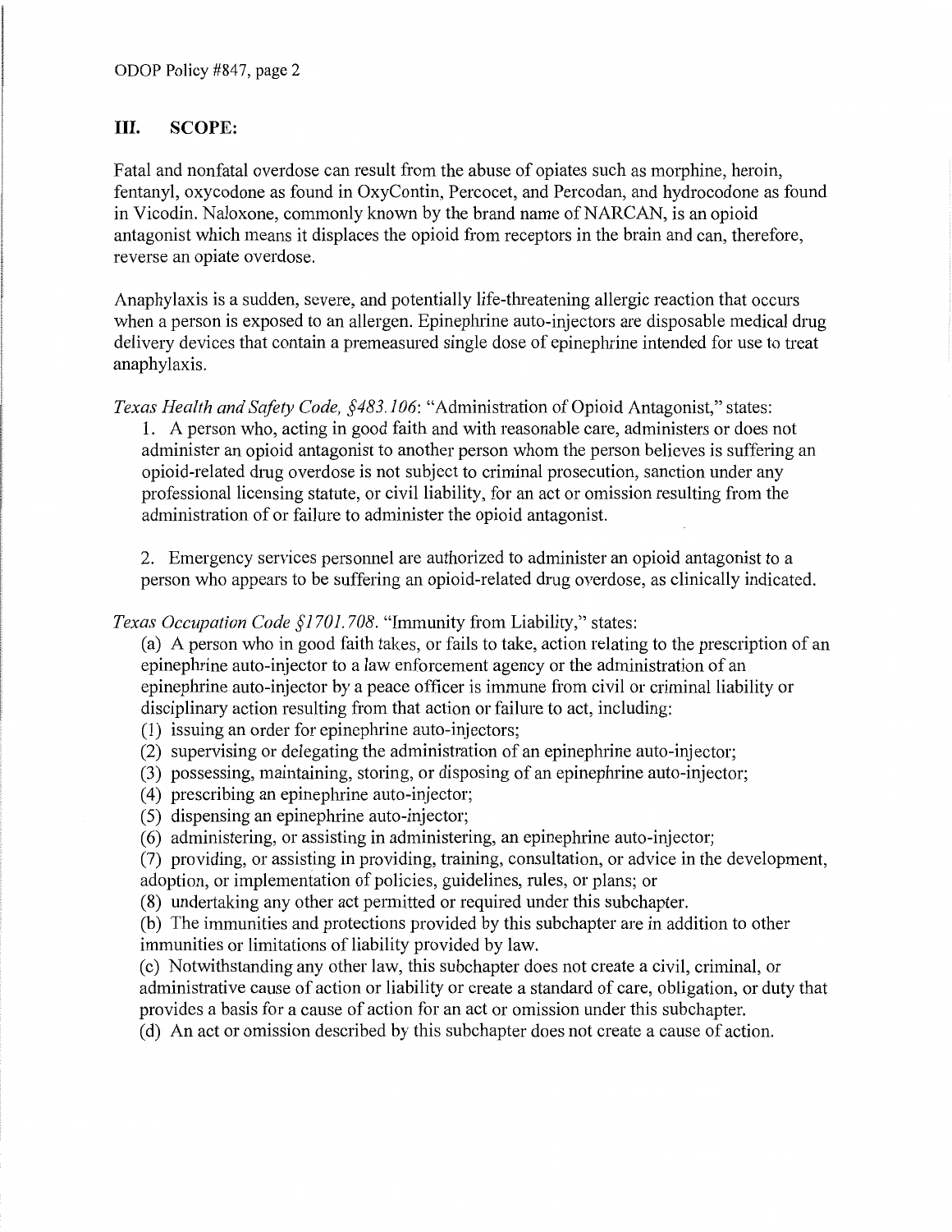## III. SCOPE:

Fatal and nonfatal overdose can result from the abuse of opiates such as morphine, heroin, fentanyl, oxycodone as found in OxyContin, Percocet, and Percodan, and hydrocodone as found in Vicodin. Naloxone, commonly known by the brand name of NARCAN, is an opioid antagonist which means it displaces the opioid from receptors in the brain and can, therefore, reverse an opiate overdose.

Anaphylaxis is a sudden, severe, and potentially life-threatening allergic reaction that occurs when a person is exposed to an allergen. Epinephrine auto-injectors are disposable medical drug delivery devices that contain a premeasured single dose of epinephrine intended for use to treat anaphylaxis.

*Texas Health and Safety Code, §483.106*: "Administration of Opioid Antagonist," states:

1. A person who, acting in good faith and with reasonable care, administers or does not administer an opioid antagonist to another person whom the person believes is suffering an opioid-related drug overdose is not subject to criminal prosecution, sanction under any professional licensing statute, or civil liability, for an act or omission resulting from the administration of or failure to administer the opioid antagonist.

2. Emergency services personnel are authorized to administer an opioid antagonist to a person who appears to be suffering an opioid-related drug overdose, as clinically indicated.

*Texas Occupation Code §1701.708*. "Immunity from Liability," states:

(a) A person who in good faith takes, or fails to take, action relating to the prescription of an epinephrine auto-injector to a law enforcement agency or the administration of an epinephrine auto-injector by a peace officer is immune from civil or criminal liability or disciplinary action resulting from that action or failure to act, including:
(1) issuing an order for epinephrine auto-injectors;
(2) supervising or delegating the administration of an epinephrine auto-injector;
(3) possessing, maintaining, storing, or disposing of an epinephrine auto-injector;
(4) prescribing an epinephrine auto-injector;
(5) dispensing an epinephrine auto-injector;
(6) administering, or assisting in administering, an epinephrine auto-injector;
(7) providing, or assisting in providing, training, consultation, or advice in the development, adoption, or implementation of policies, guidelines, rules, or plans; or
(8) undertaking any other act permitted or required under this subchapter.

(b) The immunities and protections provided by this subchapter are in addition to other immunities or limitations of liability provided by law.

(c) Notwithstanding any other law, this subchapter does not create a civil, criminal, or administrative cause of action or liability or create a standard of care, obligation, or duty that provides a basis for a cause of action for an act or omission under this subchapter.

(d) An act or omission described by this subchapter does not create a cause of action.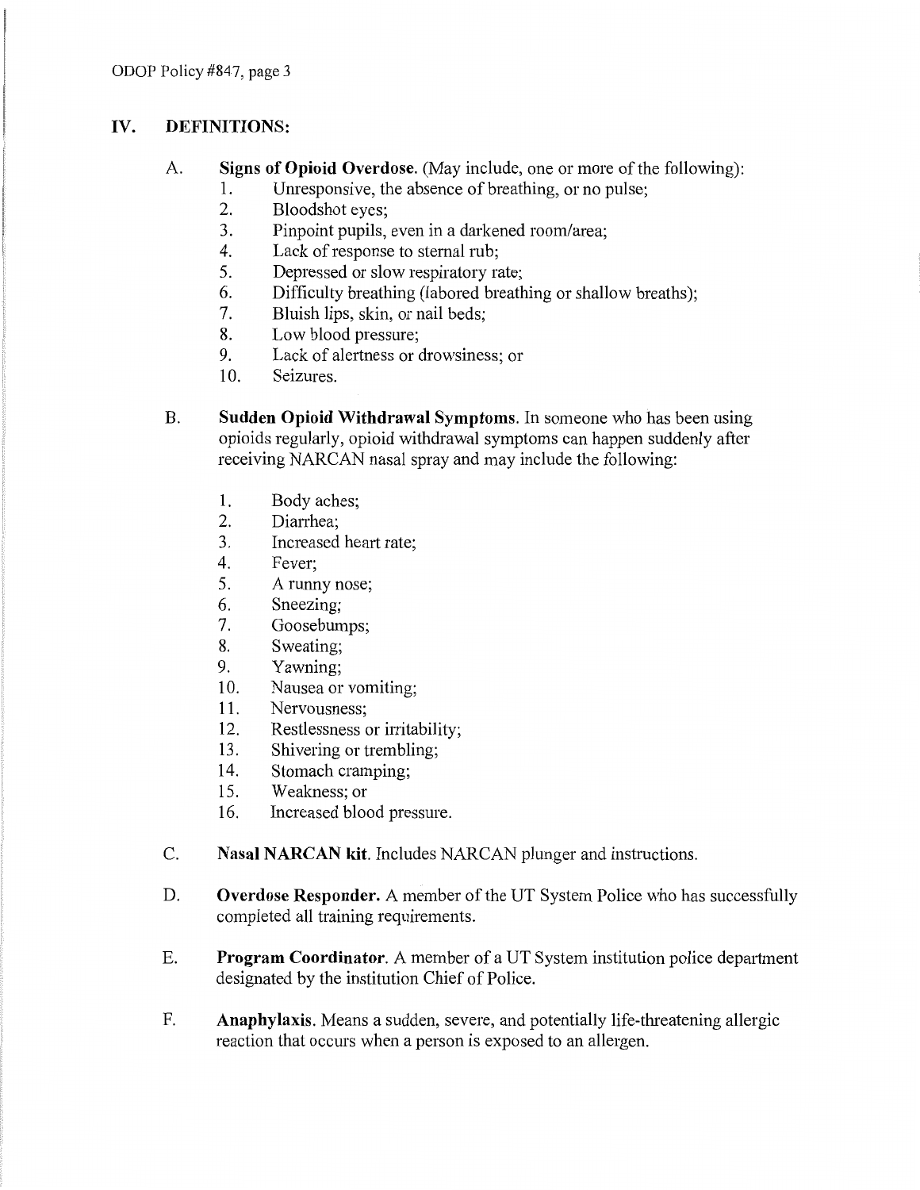## IV. DEFINITIONS:

A. **Signs of Opioid Overdose.** (May include, one or more of the following):

1. Unresponsive, the absence of breathing, or no pulse;
2. Bloodshot eyes;
3. Pinpoint pupils, even in a darkened room/area;
4. Lack of response to sternal rub;
5. Depressed or slow respiratory rate;
6. Difficulty breathing (labored breathing or shallow breaths);
7. Bluish lips, skin, or nail beds;
8. Low blood pressure;
9. Lack of alertness or drowsiness; or
10. Seizures.

B. **Sudden Opioid Withdrawal Symptoms.** In someone who has been using opioids regularly, opioid withdrawal symptoms can happen suddenly after receiving NARCAN nasal spray and may include the following:

1. Body aches;
2. Diarrhea;
3. Increased heart rate;
4. Fever;
5. A runny nose;
6. Sneezing;
7. Goosebumps;
8. Sweating;
9. Yawning;
10. Nausea or vomiting;
11. Nervousness;
12. Restlessness or irritability;
13. Shivering or trembling;
14. Stomach cramping;
15. Weakness; or
16. Increased blood pressure.

C. **Nasal NARCAN kit.** Includes NARCAN plunger and instructions.

D. **Overdose Responder.** A member of the UT System Police who has successfully completed all training requirements.

E. **Program Coordinator.** A member of a UT System institution police department designated by the institution Chief of Police.

F. **Anaphylaxis.** Means a sudden, severe, and potentially life-threatening allergic reaction that occurs when a person is exposed to an allergen.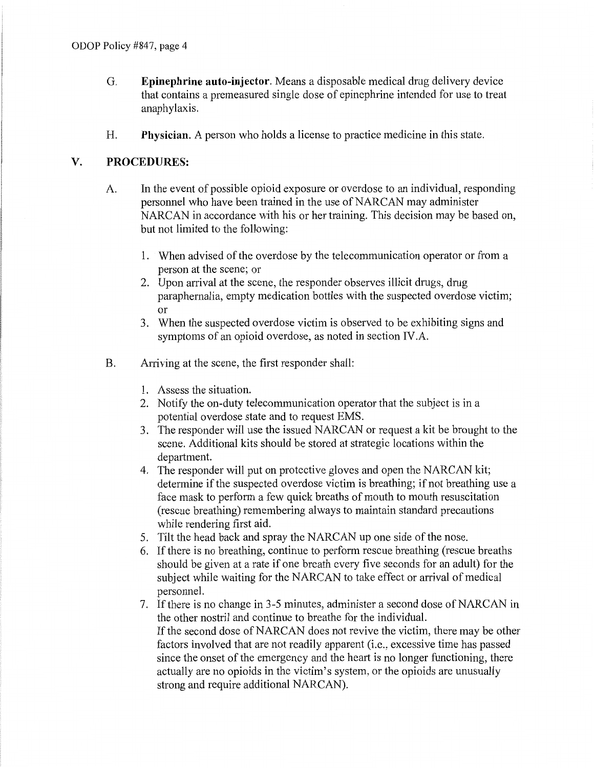G. **Epinephrine auto-injector**. Means a disposable medical drug delivery device that contains a premeasured single dose of epinephrine intended for use to treat anaphylaxis.

H. **Physician**. A person who holds a license to practice medicine in this state.

## V. PROCEDURES:

A. In the event of possible opioid exposure or overdose to an individual, responding personnel who have been trained in the use of NARCAN may administer NARCAN in accordance with his or her training. This decision may be based on, but not limited to the following:

1. When advised of the overdose by the telecommunication operator or from a person at the scene; or
2. Upon arrival at the scene, the responder observes illicit drugs, drug paraphernalia, empty medication bottles with the suspected overdose victim; or
3. When the suspected overdose victim is observed to be exhibiting signs and symptoms of an opioid overdose, as noted in section IV.A.

B. Arriving at the scene, the first responder shall:

1. Assess the situation.
2. Notify the on-duty telecommunication operator that the subject is in a potential overdose state and to request EMS.
3. The responder will use the issued NARCAN or request a kit be brought to the scene. Additional kits should be stored at strategic locations within the department.
4. The responder will put on protective gloves and open the NARCAN kit; determine if the suspected overdose victim is breathing; if not breathing use a face mask to perform a few quick breaths of mouth to mouth resuscitation (rescue breathing) remembering always to maintain standard precautions while rendering first aid.
5. Tilt the head back and spray the NARCAN up one side of the nose.
6. If there is no breathing, continue to perform rescue breathing (rescue breaths should be given at a rate if one breath every five seconds for an adult) for the subject while waiting for the NARCAN to take effect or arrival of medical personnel.
7. If there is no change in 3-5 minutes, administer a second dose of NARCAN in the other nostril and continue to breathe for the individual.
   If the second dose of NARCAN does not revive the victim, there may be other factors involved that are not readily apparent (i.e., excessive time has passed since the onset of the emergency and the heart is no longer functioning, there actually are no opioids in the victim's system, or the opioids are unusually strong and require additional NARCAN).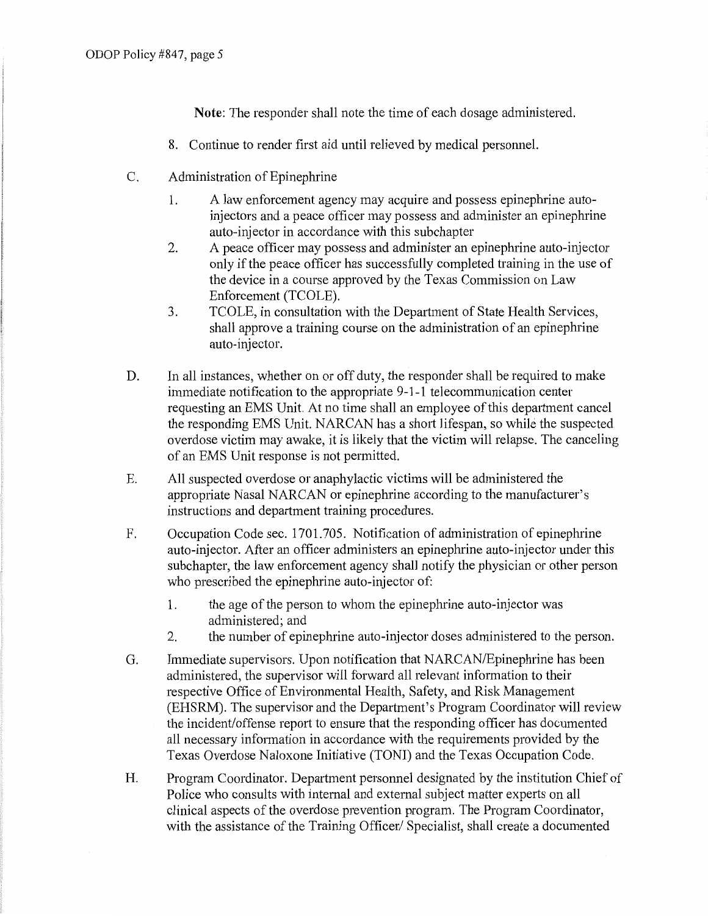**Note**: The responder shall note the time of each dosage administered.

8. Continue to render first aid until relieved by medical personnel.

C. Administration of Epinephrine

1. A law enforcement agency may acquire and possess epinephrine auto-injectors and a peace officer may possess and administer an epinephrine auto-injector in accordance with this subchapter
2. A peace officer may possess and administer an epinephrine auto-injector only if the peace officer has successfully completed training in the use of the device in a course approved by the Texas Commission on Law Enforcement (TCOLE).
3. TCOLE, in consultation with the Department of State Health Services, shall approve a training course on the administration of an epinephrine auto-injector.

D. In all instances, whether on or off duty, the responder shall be required to make immediate notification to the appropriate 9-1-1 telecommunication center requesting an EMS Unit. At no time shall an employee of this department cancel the responding EMS Unit. NARCAN has a short lifespan, so while the suspected overdose victim may awake, it is likely that the victim will relapse. The canceling of an EMS Unit response is not permitted.

E. All suspected overdose or anaphylactic victims will be administered the appropriate Nasal NARCAN or epinephrine according to the manufacturer's instructions and department training procedures.

F. Occupation Code sec. 1701.705. Notification of administration of epinephrine auto-injector. After an officer administers an epinephrine auto-injector under this subchapter, the law enforcement agency shall notify the physician or other person who prescribed the epinephrine auto-injector of:

1. the age of the person to whom the epinephrine auto-injector was administered; and
2. the number of epinephrine auto-injector doses administered to the person.

G. Immediate supervisors. Upon notification that NARCAN/Epinephrine has been administered, the supervisor will forward all relevant information to their respective Office of Environmental Health, Safety, and Risk Management (EHSRM). The supervisor and the Department's Program Coordinator will review the incident/offense report to ensure that the responding officer has documented all necessary information in accordance with the requirements provided by the Texas Overdose Naloxone Initiative (TONI) and the Texas Occupation Code.

H. Program Coordinator. Department personnel designated by the institution Chief of Police who consults with internal and external subject matter experts on all clinical aspects of the overdose prevention program. The Program Coordinator, with the assistance of the Training Officer/ Specialist, shall create a documented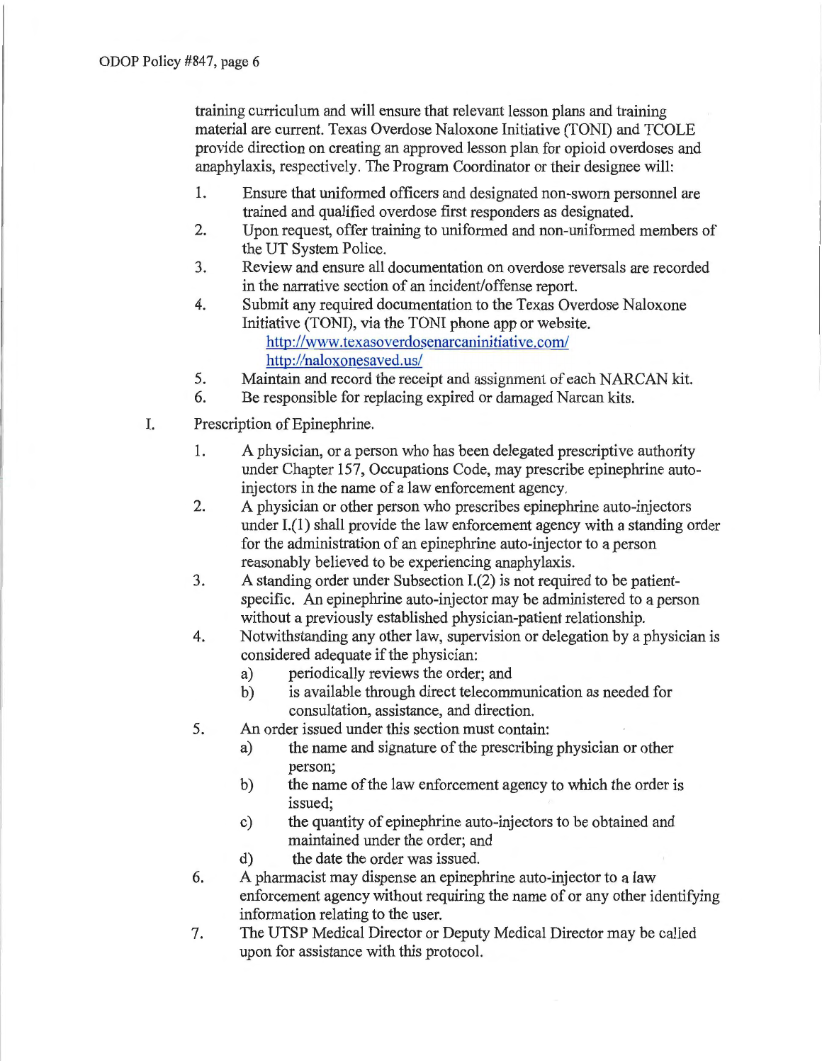training curriculum and will ensure that relevant lesson plans and training material are current. Texas Overdose Naloxone Initiative (TONI) and TCOLE provide direction on creating an approved lesson plan for opioid overdoses and anaphylaxis, respectively. The Program Coordinator or their designee will:

1. Ensure that uniformed officers and designated non-sworn personnel are trained and qualified overdose first responders as designated.
2. Upon request, offer training to uniformed and non-uniformed members of the UT System Police.
3. Review and ensure all documentation on overdose reversals are recorded in the narrative section of an incident/offense report.
4. Submit any required documentation to the Texas Overdose Naloxone Initiative (TONI), via the TONI phone app or website.
   http://www.texasoverdosenarcaninitiative.com/
   http://naloxonesaved.us/
5. Maintain and record the receipt and assignment of each NARCAN kit.
6. Be responsible for replacing expired or damaged Narcan kits.

I. Prescription of Epinephrine.

1. A physician, or a person who has been delegated prescriptive authority under Chapter 157, Occupations Code, may prescribe epinephrine auto-injectors in the name of a law enforcement agency.
2. A physician or other person who prescribes epinephrine auto-injectors under I.(1) shall provide the law enforcement agency with a standing order for the administration of an epinephrine auto-injector to a person reasonably believed to be experiencing anaphylaxis.
3. A standing order under Subsection I.(2) is not required to be patient-specific. An epinephrine auto-injector may be administered to a person without a previously established physician-patient relationship.
4. Notwithstanding any other law, supervision or delegation by a physician is considered adequate if the physician:
   a) periodically reviews the order; and
   b) is available through direct telecommunication as needed for consultation, assistance, and direction.
5. An order issued under this section must contain:
   a) the name and signature of the prescribing physician or other person;
   b) the name of the law enforcement agency to which the order is issued;
   c) the quantity of epinephrine auto-injectors to be obtained and maintained under the order; and
   d) the date the order was issued.
6. A pharmacist may dispense an epinephrine auto-injector to a law enforcement agency without requiring the name of or any other identifying information relating to the user.
7. The UTSP Medical Director or Deputy Medical Director may be called upon for assistance with this protocol.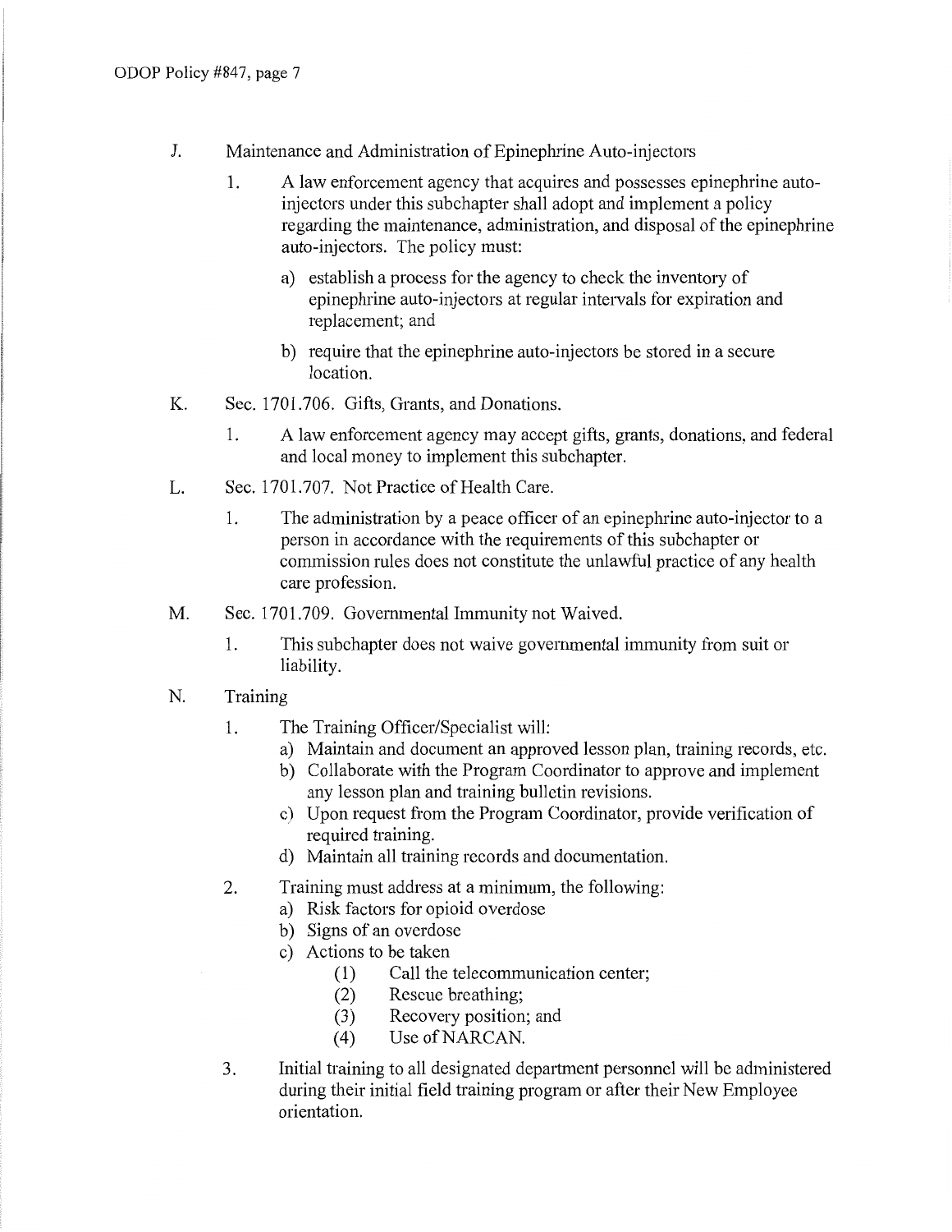J. Maintenance and Administration of Epinephrine Auto-injectors

1. A law enforcement agency that acquires and possesses epinephrine auto-injectors under this subchapter shall adopt and implement a policy regarding the maintenance, administration, and disposal of the epinephrine auto-injectors. The policy must:

   a) establish a process for the agency to check the inventory of epinephrine auto-injectors at regular intervals for expiration and replacement; and

   b) require that the epinephrine auto-injectors be stored in a secure location.

K. Sec. 1701.706. Gifts, Grants, and Donations.

1. A law enforcement agency may accept gifts, grants, donations, and federal and local money to implement this subchapter.

L. Sec. 1701.707. Not Practice of Health Care.

1. The administration by a peace officer of an epinephrine auto-injector to a person in accordance with the requirements of this subchapter or commission rules does not constitute the unlawful practice of any health care profession.

M. Sec. 1701.709. Governmental Immunity not Waived.

1. This subchapter does not waive governmental immunity from suit or liability.

N. Training

1. The Training Officer/Specialist will:
   a) Maintain and document an approved lesson plan, training records, etc.
   b) Collaborate with the Program Coordinator to approve and implement any lesson plan and training bulletin revisions.
   c) Upon request from the Program Coordinator, provide verification of required training.
   d) Maintain all training records and documentation.

2. Training must address at a minimum, the following:
   a) Risk factors for opioid overdose
   b) Signs of an overdose
   c) Actions to be taken
      (1) Call the telecommunication center;
      (2) Rescue breathing;
      (3) Recovery position; and
      (4) Use of NARCAN.

3. Initial training to all designated department personnel will be administered during their initial field training program or after their New Employee orientation.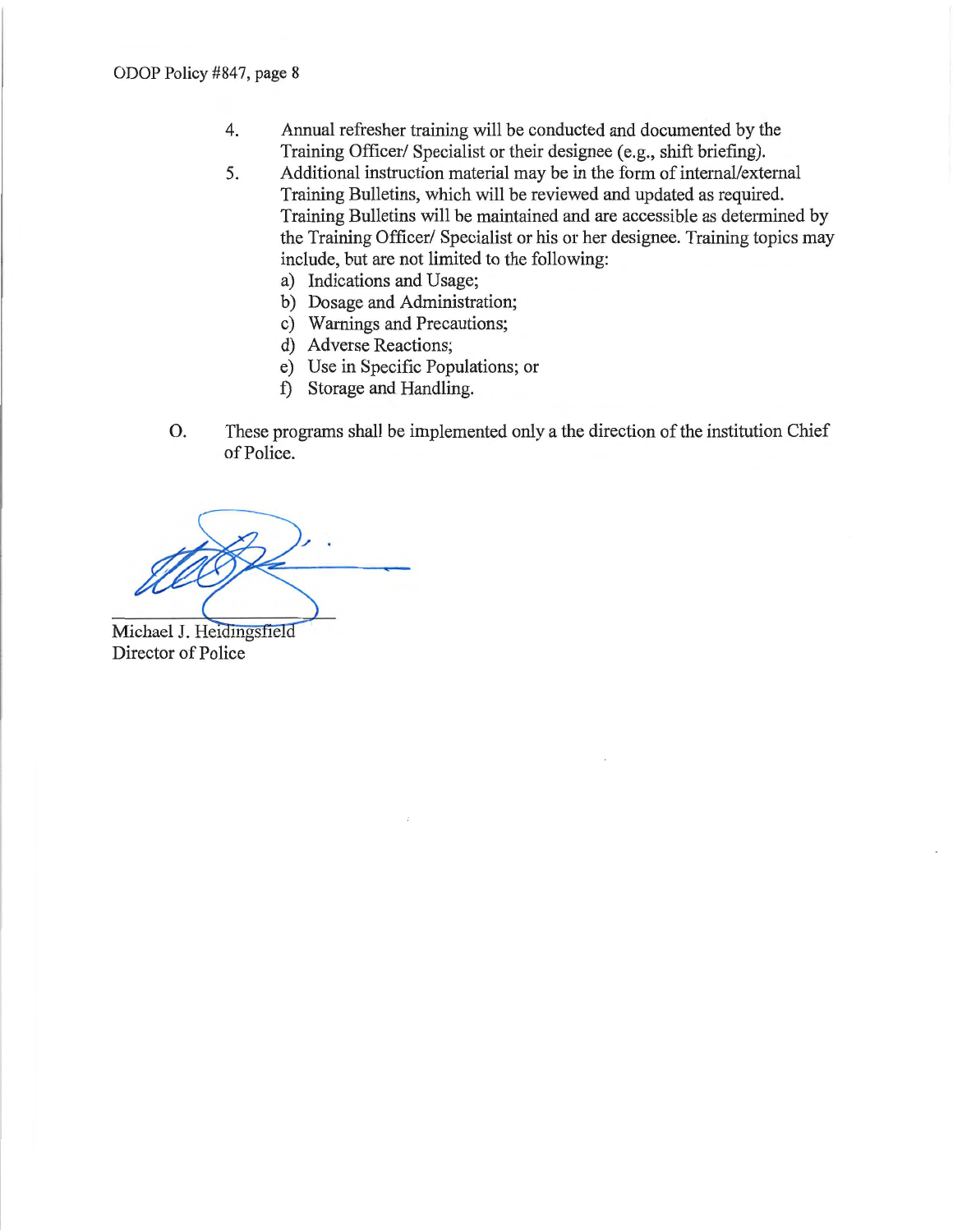4. Annual refresher training will be conducted and documented by the Training Officer/ Specialist or their designee (e.g., shift briefing).
5. Additional instruction material may be in the form of internal/external Training Bulletins, which will be reviewed and updated as required. Training Bulletins will be maintained and are accessible as determined by the Training Officer/ Specialist or his or her designee. Training topics may include, but are not limited to the following:
   a) Indications and Usage;
   b) Dosage and Administration;
   c) Warnings and Precautions;
   d) Adverse Reactions;
   e) Use in Specific Populations; or
   f) Storage and Handling.

O. These programs shall be implemented only a the direction of the institution Chief of Police.

Michael J. Heidingsfield
Director of Police